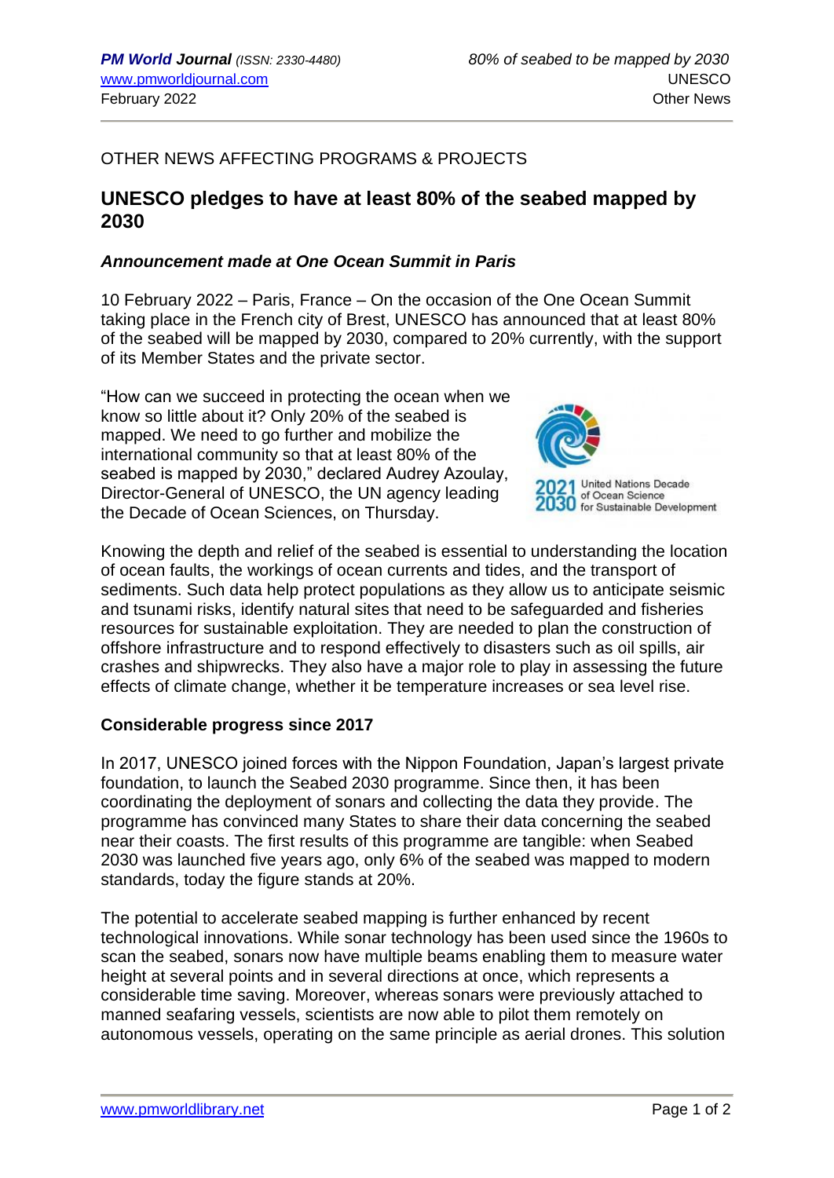OTHER NEWS AFFECTING PROGRAMS & PROJECTS

# UNESCO pledges to have at least 80% of the seabed mapped by 2030

### *Announcement made at One Ocean Summit in Paris*

10 February 2022 – Paris, France – On the occasion of the One Ocean Summit taking place in the French city of Brest, UNESCO has announced that at least 80% of the seabed will be mapped by 2030, compared to 20% currently, with the support of its Member States and the private sector.

"How can we succeed in protecting the ocean when we know so little about it? Only 20% of the seabed is mapped. We need to go further and mobilize the international community so that at least 80% of the seabed is mapped by 2030," declared Audrey Azoulay, Director-General of UNESCO, the UN agency leading the Decade of Ocean Sciences, on Thursday.

2021 2030 United Nations Decade of Ocean Science for Sustainable Development

Knowing the depth and relief of the seabed is essential to understanding the location of ocean faults, the workings of ocean currents and tides, and the transport of sediments. Such data help protect populations as they allow us to anticipate seismic and tsunami risks, identify natural sites that need to be safeguarded and fisheries resources for sustainable exploitation. They are needed to plan the construction of offshore infrastructure and to respond effectively to disasters such as oil spills, air crashes and shipwrecks. They also have a major role to play in assessing the future effects of climate change, whether it be temperature increases or sea level rise.

### Considerable progress since 2017

In 2017, UNESCO joined forces with the Nippon Foundation, Japan's largest private foundation, to launch the Seabed 2030 programme. Since then, it has been coordinating the deployment of sonars and collecting the data they provide. The programme has convinced many States to share their data concerning the seabed near their coasts. The first results of this programme are tangible: when Seabed 2030 was launched five years ago, only 6% of the seabed was mapped to modern standards, today the figure stands at 20%.

The potential to accelerate seabed mapping is further enhanced by recent technological innovations. While sonar technology has been used since the 1960s to scan the seabed, sonars now have multiple beams enabling them to measure water height at several points and in several directions at once, which represents a considerable time saving. Moreover, whereas sonars were previously attached to manned seafaring vessels, scientists are now able to pilot them remotely on autonomous vessels, operating on the same principle as aerial drones. This solution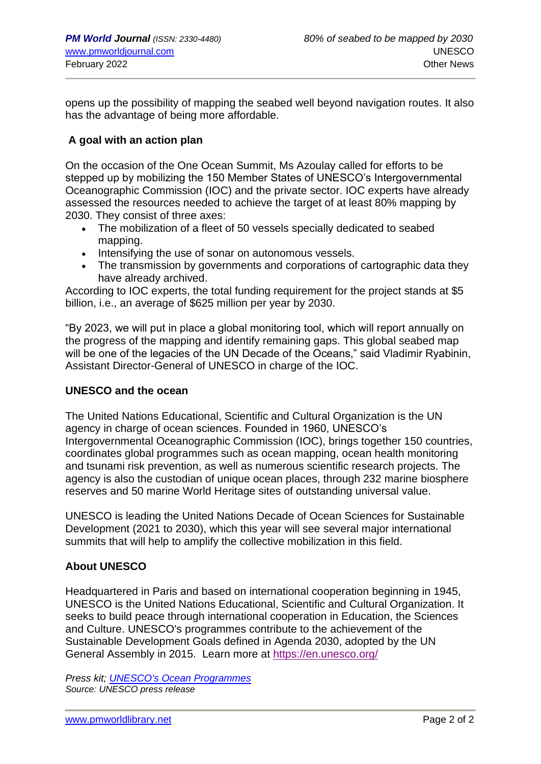opens up the possibility of mapping the seabed well beyond navigation routes. It also has the advantage of being more affordable.

## A goal with an action plan

On the occasion of the One Ocean Summit, Ms Azoulay called for efforts to be stepped up by mobilizing the 150 Member States of UNESCO's Intergovernmental Oceanographic Commission (IOC) and the private sector. IOC experts have already assessed the resources needed to achieve the target of at least 80% mapping by 2030. They consist of three axes:

- The mobilization of a fleet of 50 vessels specially dedicated to seabed mapping.
- Intensifying the use of sonar on autonomous vessels.
- The transmission by governments and corporations of cartographic data they have already archived.

According to IOC experts, the total funding requirement for the project stands at $5 billion, i.e., an average of $625 million per year by 2030.

"By 2023, we will put in place a global monitoring tool, which will report annually on the progress of the mapping and identify remaining gaps. This global seabed map will be one of the legacies of the UN Decade of the Oceans," said Vladimir Ryabinin, Assistant Director-General of UNESCO in charge of the IOC.

## UNESCO and the ocean

The United Nations Educational, Scientific and Cultural Organization is the UN agency in charge of ocean sciences. Founded in 1960, UNESCO's Intergovernmental Oceanographic Commission (IOC), brings together 150 countries, coordinates global programmes such as ocean mapping, ocean health monitoring and tsunami risk prevention, as well as numerous scientific research projects. The agency is also the custodian of unique ocean places, through 232 marine biosphere reserves and 50 marine World Heritage sites of outstanding universal value.

UNESCO is leading the United Nations Decade of Ocean Sciences for Sustainable Development (2021 to 2030), which this year will see several major international summits that will help to amplify the collective mobilization in this field.

## About UNESCO

Headquartered in Paris and based on international cooperation beginning in 1945, UNESCO is the United Nations Educational, Scientific and Cultural Organization. It seeks to build peace through international cooperation in Education, the Sciences and Culture. UNESCO's programmes contribute to the achievement of the Sustainable Development Goals defined in Agenda 2030, adopted by the UN General Assembly in 2015. Learn more at https://en.unesco.org/

*Press kit; UNESCO's Ocean Programmes*
*Source: UNESCO press release*